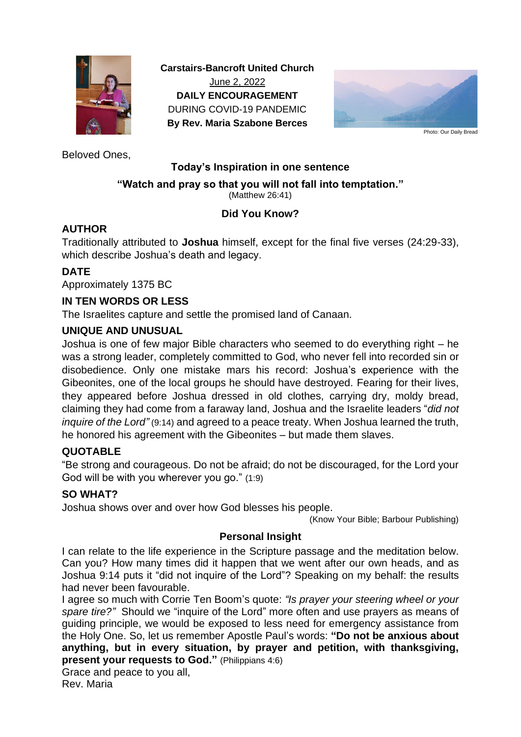**Carstairs-Bancroft United Church**

June 2, 2022

**DAILY ENCOURAGEMENT**

DURING COVID-19 PANDEMIC

**By Rev. Maria Szabone Berces**

Photo: Our Daily Bread

Beloved Ones,

**Today's Inspiration in one sentence**

**"Watch and pray so that you will not fall into temptation."**
(Matthew 26:41)

**Did You Know?**

**AUTHOR**

Traditionally attributed to **Joshua** himself, except for the final five verses (24:29-33), which describe Joshua's death and legacy.

**DATE**

Approximately 1375 BC

**IN TEN WORDS OR LESS**

The Israelites capture and settle the promised land of Canaan.

**UNIQUE AND UNUSUAL**

Joshua is one of few major Bible characters who seemed to do everything right – he was a strong leader, completely committed to God, who never fell into recorded sin or disobedience. Only one mistake mars his record: Joshua's experience with the Gibeonites, one of the local groups he should have destroyed. Fearing for their lives, they appeared before Joshua dressed in old clothes, carrying dry, moldy bread, claiming they had come from a faraway land, Joshua and the Israelite leaders "*did not inquire of the Lord"* (9:14) and agreed to a peace treaty. When Joshua learned the truth, he honored his agreement with the Gibeonites – but made them slaves.

**QUOTABLE**

"Be strong and courageous. Do not be afraid; do not be discouraged, for the Lord your God will be with you wherever you go." (1:9)

**SO WHAT?**

Joshua shows over and over how God blesses his people.

(Know Your Bible; Barbour Publishing)

**Personal Insight**

I can relate to the life experience in the Scripture passage and the meditation below. Can you? How many times did it happen that we went after our own heads, and as Joshua 9:14 puts it "did not inquire of the Lord"? Speaking on my behalf: the results had never been favourable.

I agree so much with Corrie Ten Boom's quote: *"Is prayer your steering wheel or your spare tire?"* Should we "inquire of the Lord" more often and use prayers as means of guiding principle, we would be exposed to less need for emergency assistance from the Holy One. So, let us remember Apostle Paul's words: **"Do not be anxious about anything, but in every situation, by prayer and petition, with thanksgiving, present your requests to God."** (Philippians 4:6)

Grace and peace to you all,

Rev. Maria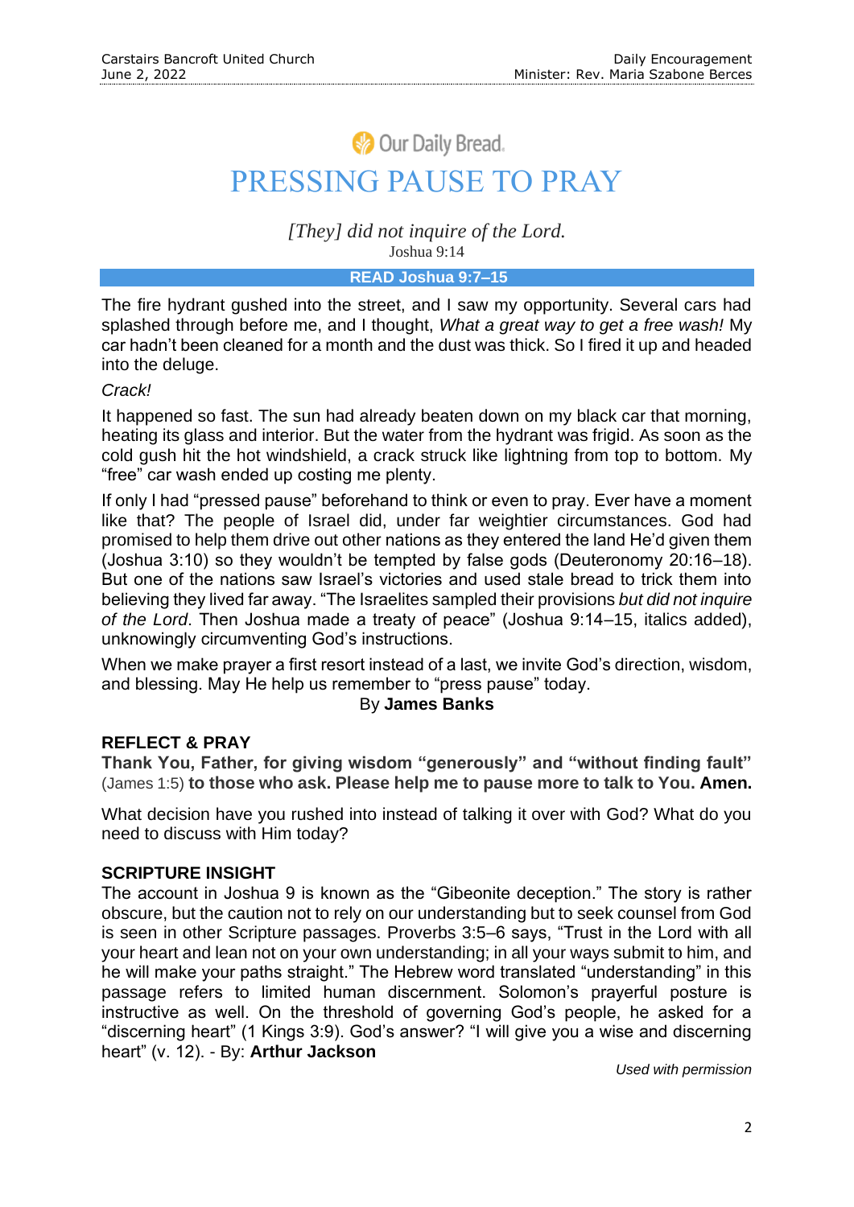Our Daily Bread

# PRESSING PAUSE TO PRAY

*[They] did not inquire of the Lord.*
Joshua 9:14

**READ Joshua 9:7–15**

The fire hydrant gushed into the street, and I saw my opportunity. Several cars had splashed through before me, and I thought, *What a great way to get a free wash!* My car hadn't been cleaned for a month and the dust was thick. So I fired it up and headed into the deluge.

*Crack!*

It happened so fast. The sun had already beaten down on my black car that morning, heating its glass and interior. But the water from the hydrant was frigid. As soon as the cold gush hit the hot windshield, a crack struck like lightning from top to bottom. My "free" car wash ended up costing me plenty.

If only I had "pressed pause" beforehand to think or even to pray. Ever have a moment like that? The people of Israel did, under far weightier circumstances. God had promised to help them drive out other nations as they entered the land He'd given them (Joshua 3:10) so they wouldn't be tempted by false gods (Deuteronomy 20:16–18). But one of the nations saw Israel's victories and used stale bread to trick them into believing they lived far away. "The Israelites sampled their provisions *but did not inquire of the Lord*. Then Joshua made a treaty of peace" (Joshua 9:14–15, italics added), unknowingly circumventing God's instructions.

When we make prayer a first resort instead of a last, we invite God's direction, wisdom, and blessing. May He help us remember to "press pause" today.

By **James Banks**

### REFLECT & PRAY

**Thank You, Father, for giving wisdom "generously" and "without finding fault"** (James 1:5) **to those who ask. Please help me to pause more to talk to You. Amen.**

What decision have you rushed into instead of talking it over with God? What do you need to discuss with Him today?

### SCRIPTURE INSIGHT

The account in Joshua 9 is known as the "Gibeonite deception." The story is rather obscure, but the caution not to rely on our understanding but to seek counsel from God is seen in other Scripture passages. Proverbs 3:5–6 says, "Trust in the Lord with all your heart and lean not on your own understanding; in all your ways submit to him, and he will make your paths straight." The Hebrew word translated "understanding" in this passage refers to limited human discernment. Solomon's prayerful posture is instructive as well. On the threshold of governing God's people, he asked for a "discerning heart" (1 Kings 3:9). God's answer? "I will give you a wise and discerning heart" (v. 12). - By: **Arthur Jackson**

*Used with permission*